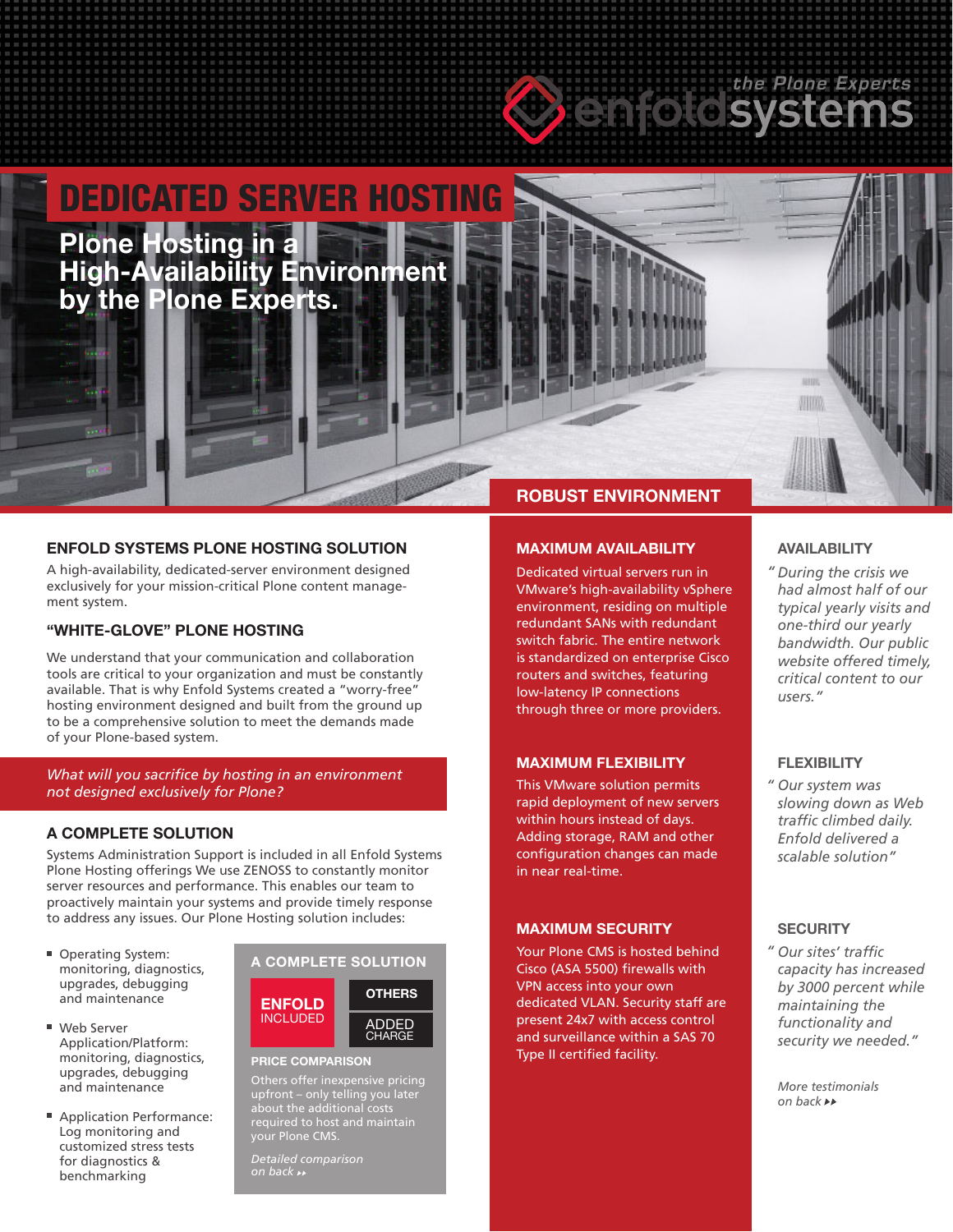enfoldsystems — the Plone Experts

# DEDICATED SERVER HOSTING

## Plone Hosting in a High-Availability Environment by the Plone Experts.

### ENFOLD SYSTEMS PLONE HOSTING SOLUTION

A high-availability, dedicated-server environment designed exclusively for your mission-critical Plone content management system.

### "WHITE-GLOVE" PLONE HOSTING

We understand that your communication and collaboration tools are critical to your organization and must be constantly available. That is why Enfold Systems created a "worry-free" hosting environment designed and built from the ground up to be a comprehensive solution to meet the demands made of your Plone-based system.

*What will you sacrifice by hosting in an environment not designed exclusively for Plone?*

### A COMPLETE SOLUTION

Systems Administration Support is included in all Enfold Systems Plone Hosting offerings We use ZENOSS to constantly monitor server resources and performance. This enables our team to proactively maintain your systems and provide timely response to address any issues. Our Plone Hosting solution includes:

- Operating System: monitoring, diagnostics, upgrades, debugging and maintenance
- Web Server Application/Platform: monitoring, diagnostics, upgrades, debugging and maintenance
- Application Performance: Log monitoring and customized stress tests for diagnostics & benchmarking

#### A COMPLETE SOLUTION

| ENFOLD | OTHERS |
| --- | --- |
| INCLUDED | ADDED CHARGE |

**PRICE COMPARISON**

Others offer inexpensive pricing upfront – only telling you later about the additional costs required to host and maintain your Plone CMS.

*Detailed comparison on back ▸▸*

## ROBUST ENVIRONMENT

### MAXIMUM AVAILABILITY

Dedicated virtual servers run in VMware's high-availability vSphere environment, residing on multiple redundant SANs with redundant switch fabric. The entire network is standardized on enterprise Cisco routers and switches, featuring low-latency IP connections through three or more providers.

### MAXIMUM FLEXIBILITY

This VMware solution permits rapid deployment of new servers within hours instead of days. Adding storage, RAM and other configuration changes can made in near real-time.

### MAXIMUM SECURITY

Your Plone CMS is hosted behind Cisco (ASA 5500) firewalls with VPN access into your own dedicated VLAN. Security staff are present 24x7 with access control and surveillance within a SAS 70 Type II certified facility.

### AVAILABILITY

*"During the crisis we had almost half of our typical yearly visits and one-third our yearly bandwidth. Our public website offered timely, critical content to our users."*

### FLEXIBILITY

*"Our system was slowing down as Web traffic climbed daily. Enfold delivered a scalable solution"*

### SECURITY

*"Our sites' traffic capacity has increased by 3000 percent while maintaining the functionality and security we needed."*

*More testimonials on back ▸▸*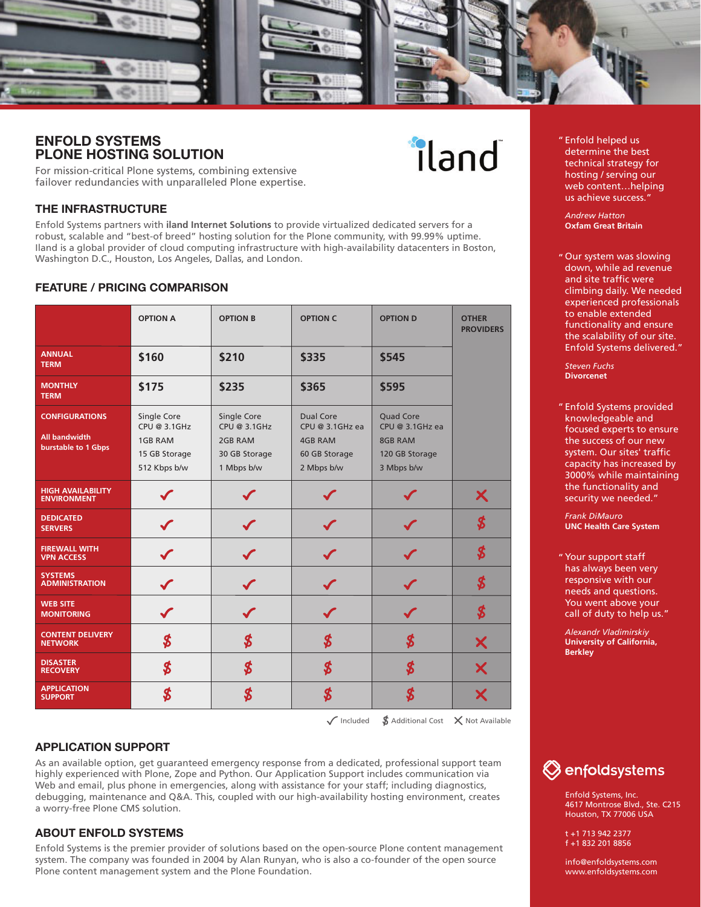# ENFOLD SYSTEMS PLONE HOSTING SOLUTION

For mission-critical Plone systems, combining extensive failover redundancies with unparalleled Plone expertise.

iland

## THE INFRASTRUCTURE

Enfold Systems partners with **iland Internet Solutions** to provide virtualized dedicated servers for a robust, scalable and "best-of breed" hosting solution for the Plone community, with 99.99% uptime. Iland is a global provider of cloud computing infrastructure with high-availability datacenters in Boston, Washington D.C., Houston, Los Angeles, Dallas, and London.

## FEATURE / PRICING COMPARISON

| | OPTION A | OPTION B | OPTION C | OPTION D | OTHER PROVIDERS |
|---|---|---|---|---|---|
| **ANNUAL TERM** | $160 | $210 | $335 | $545 | |
| **MONTHLY TERM** | $175 | $235 | $365 | $595 | |
| **CONFIGURATIONS** All bandwidth burstable to 1 Gbps | Single Core CPU @ 3.1GHz, 1GB RAM, 15 GB Storage, 512 Kbps b/w | Single Core CPU @ 3.1GHz, 2GB RAM, 30 GB Storage, 1 Mbps b/w | Dual Core CPU @ 3.1GHz ea, 4GB RAM, 60 GB Storage, 2 Mbps b/w | Quad Core CPU @ 3.1GHz ea, 8GB RAM, 120 GB Storage, 3 Mbps b/w | |
| **HIGH AVAILABILITY ENVIRONMENT** | ✓ | ✓ | ✓ | ✓ | ✗ |
| **DEDICATED SERVERS** | ✓ | ✓ | ✓ | ✓ | $ |
| **FIREWALL WITH VPN ACCESS** | ✓ | ✓ | ✓ | ✓ | $ |
| **SYSTEMS ADMINISTRATION** | ✓ | ✓ | ✓ | ✓ | $ |
| **WEB SITE MONITORING** | ✓ | ✓ | ✓ | ✓ | $ |
| **CONTENT DELIVERY NETWORK** | $ | $ | $ | $ | ✗ |
| **DISASTER RECOVERY** | $ | $ | $ | $ | ✗ |
| **APPLICATION SUPPORT** | $ | $ | $ | $ | ✗ |

✓ Included $ Additional Cost ✗ Not Available

## APPLICATION SUPPORT

As an available option, get guaranteed emergency response from a dedicated, professional support team highly experienced with Plone, Zope and Python. Our Application Support includes communication via Web and email, plus phone in emergencies, along with assistance for your staff; including diagnostics, debugging, maintenance and Q&A. This, coupled with our high-availability hosting environment, creates a worry-free Plone CMS solution.

## ABOUT ENFOLD SYSTEMS

Enfold Systems is the premier provider of solutions based on the open-source Plone content management system. The company was founded in 2004 by Alan Runyan, who is also a co-founder of the open source Plone content management system and the Plone Foundation.

"Enfold helped us determine the best technical strategy for hosting / serving our web content…helping us achieve success."

*Andrew Hatton*
**Oxfam Great Britain**

"Our system was slowing down, while ad revenue and site traffic were climbing daily. We needed experienced professionals to enable extended functionality and ensure the scalability of our site. Enfold Systems delivered."

*Steven Fuchs*
**Divorcenet**

"Enfold Systems provided knowledgeable and focused experts to ensure the success of our new system. Our sites' traffic capacity has increased by 3000% while maintaining the functionality and security we needed."

*Frank DiMauro*
**UNC Health Care System**

"Your support staff has always been very responsive with our needs and questions. You went above your call of duty to help us."

*Alexandr Vladimirskiy*
**University of California, Berkley**

enfoldsystems

Enfold Systems, Inc.
4617 Montrose Blvd., Ste. C215
Houston, TX 77006 USA

t +1 713 942 2377
f +1 832 201 8856

info@enfoldsystems.com
www.enfoldsystems.com